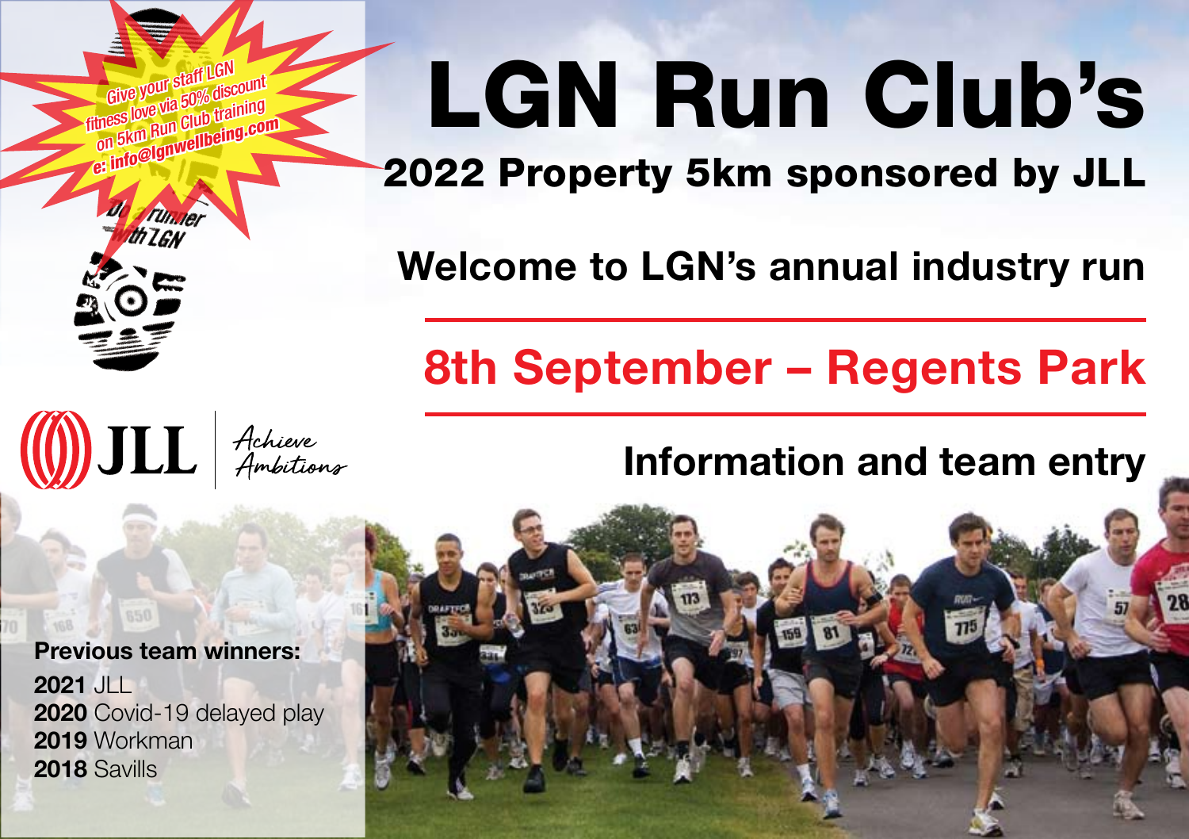Give your staff LGN fitness love via 50% discount on 5km Run Club training
e: info@lgnwellbeing.com

Be a runner with LGN

JLL Achieve Ambitions

# LGN Run Club's

## 2022 Property 5km sponsored by JLL

## Welcome to LGN's annual industry run

## 8th September – Regents Park

## Information and team entry

**Previous team winners:**

**2021** JLL
**2020** Covid-19 delayed play
**2019** Workman
**2018** Savills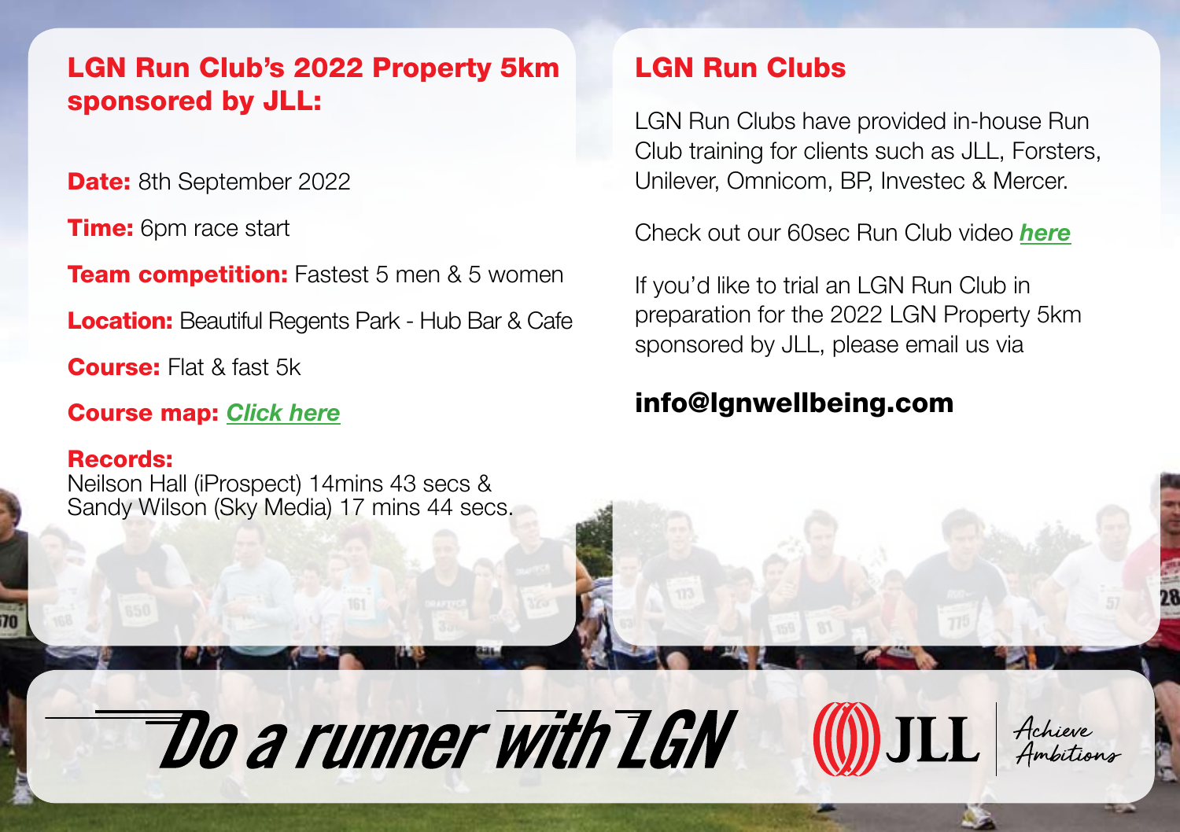## LGN Run Club's 2022 Property 5km sponsored by JLL:

**Date:** 8th September 2022

**Time:** 6pm race start

**Team competition:** Fastest 5 men & 5 women

**Location:** Beautiful Regents Park - Hub Bar & Cafe

**Course:** Flat & fast 5k

**Course map:** *Click here*

**Records:**
Neilson Hall (iProspect) 14mins 43 secs &
Sandy Wilson (Sky Media) 17 mins 44 secs.

## LGN Run Clubs

LGN Run Clubs have provided in-house Run Club training for clients such as JLL, Forsters, Unilever, Omnicom, BP, Investec & Mercer.

Check out our 60sec Run Club video *here*

If you'd like to trial an LGN Run Club in preparation for the 2022 LGN Property 5km sponsored by JLL, please email us via

**info@lgnwellbeing.com**

Do a runner with LGN

JLL Achieve Ambitions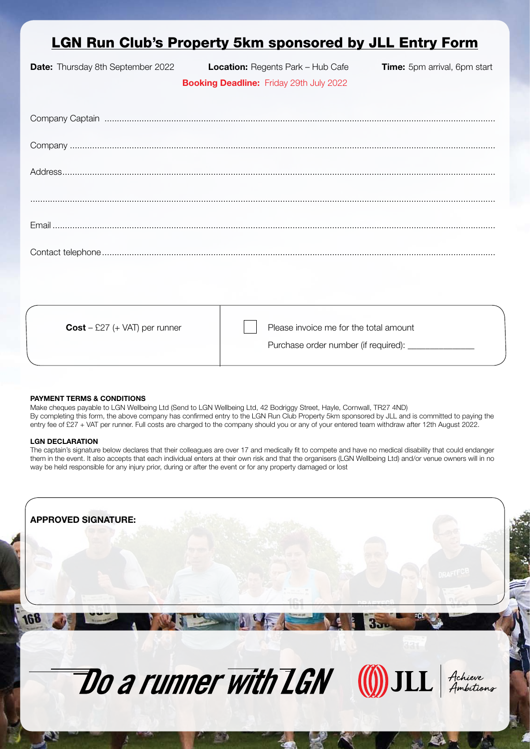# LGN Run Club's Property 5km sponsored by JLL Entry Form

**Date:** Thursday 8th September 2022 **Location:** Regents Park – Hub Cafe **Time:** 5pm arrival, 6pm start

**Booking Deadline:** Friday 29th July 2022

Company Captain ..........................................................................................................

Company ..........................................................................................................

Address..........................................................................................................

..........................................................................................................

Email ..........................................................................................................

Contact telephone..........................................................................................................

| **Cost** – £27 (+ VAT) per runner | ☐ Please invoice me for the total amount<br>Purchase order number (if required): ______________ |
|---|---|

**PAYMENT TERMS & CONDITIONS**

Make cheques payable to LGN Wellbeing Ltd (Send to LGN Wellbeing Ltd, 42 Bodriggy Street, Hayle, Cornwall, TR27 4ND)
By completing this form, the above company has confirmed entry to the LGN Run Club Property 5km sponsored by JLL and is committed to paying the entry fee of £27 + VAT per runner. Full costs are charged to the company should you or any of your entered team withdraw after 12th August 2022.

**LGN DECLARATION**

The captain's signature below declares that their colleagues are over 17 and medically fit to compete and have no medical disability that could endanger them in the event. It also accepts that each individual enters at their own risk and that the organisers (LGN Wellbeing Ltd) and/or venue owners will in no way be held responsible for any injury prior, during or after the event or for any property damaged or lost

**APPROVED SIGNATURE:**

Do a runner with LGN

JLL | Achieve Ambitions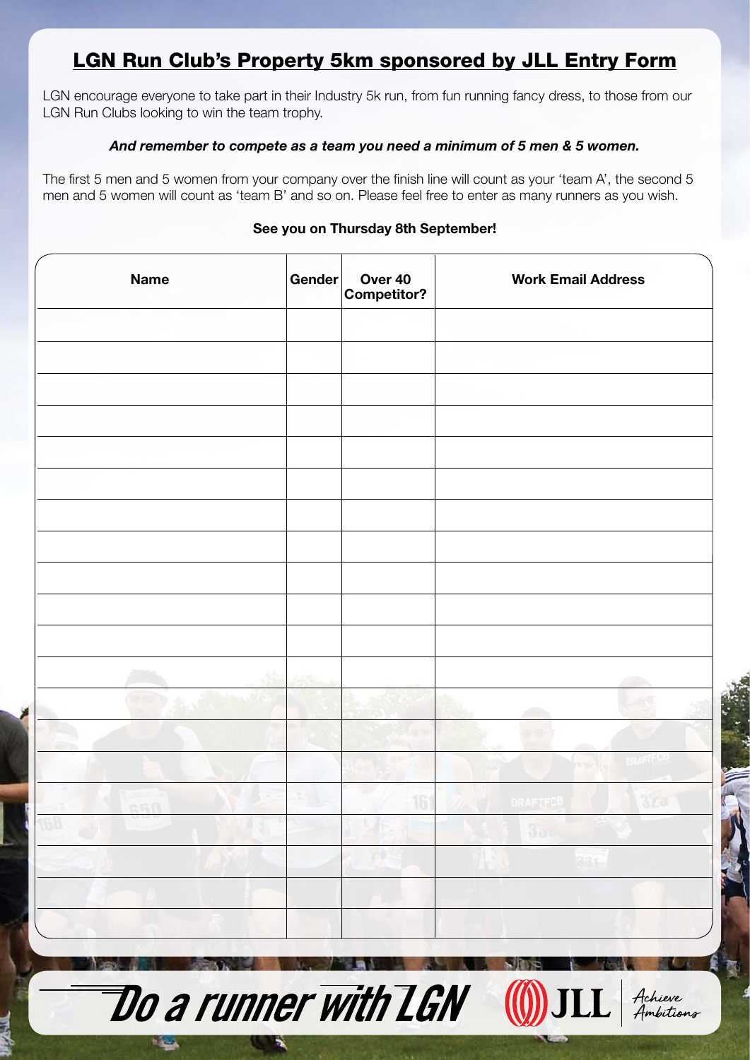# LGN Run Club's Property 5km sponsored by JLL Entry Form

LGN encourage everyone to take part in their Industry 5k run, from fun running fancy dress, to those from our LGN Run Clubs looking to win the team trophy.

***And remember to compete as a team you need a minimum of 5 men & 5 women.***

The first 5 men and 5 women from your company over the finish line will count as your 'team A', the second 5 men and 5 women will count as 'team B' and so on. Please feel free to enter as many runners as you wish.

**See you on Thursday 8th September!**

| Name | Gender | Over 40 Competitor? | Work Email Address |
|---|---|---|---|
| | | | |
| | | | |
| | | | |
| | | | |
| | | | |
| | | | |
| | | | |
| | | | |
| | | | |
| | | | |
| | | | |
| | | | |
| | | | |
| | | | |
| | | | |
| | | | |
| | | | |
| | | | |
| | | | |
| | | | |

Do a runner with LGN

JLL Achieve Ambitions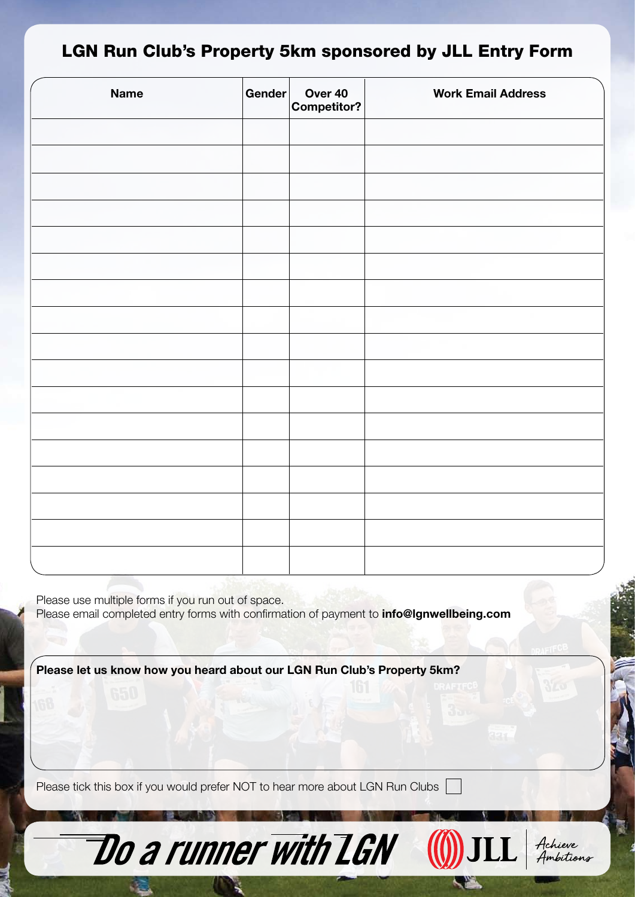# LGN Run Club's Property 5km sponsored by JLL Entry Form

| Name | Gender | Over 40 Competitor? | Work Email Address |
|---|---|---|---|
| | | | |
| | | | |
| | | | |
| | | | |
| | | | |
| | | | |
| | | | |
| | | | |
| | | | |
| | | | |
| | | | |
| | | | |
| | | | |
| | | | |
| | | | |
| | | | |
| | | | |

Please use multiple forms if you run out of space.
Please email completed entry forms with confirmation of payment to **info@lgnwellbeing.com**

**Please let us know how you heard about our LGN Run Club's Property 5km?**

Please tick this box if you would prefer NOT to hear more about LGN Run Clubs ☐

*Do a runner with LGN*

JLL Achieve Ambitions